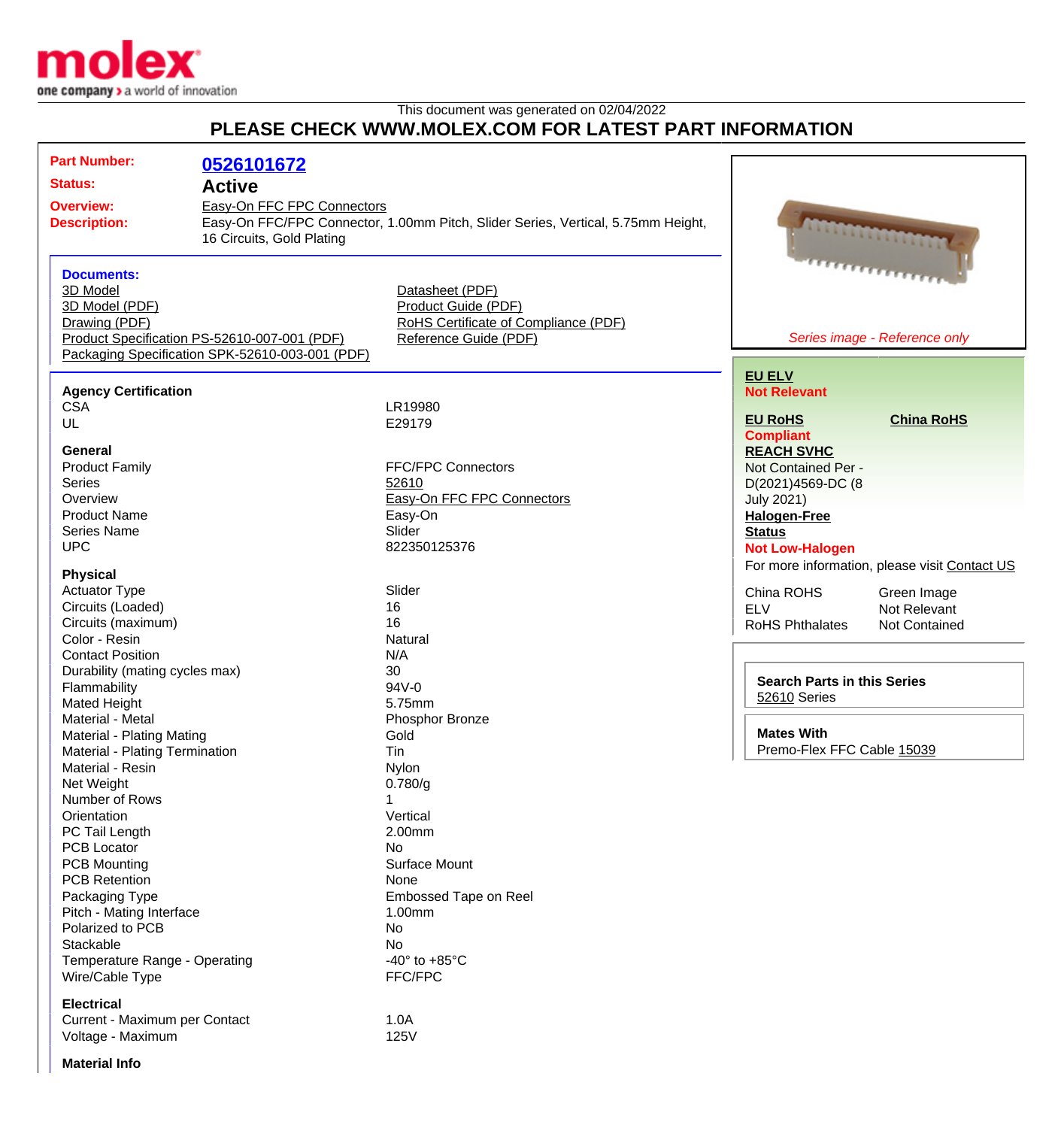This document was generated on 02/04/2022

# PLEASE CHECK WWW.MOLEX.COM FOR LATEST PART INFORMATION

**Part Number:** 0526101672

**Status:** Active

**Overview:** Easy-On FFC FPC Connectors

**Description:** Easy-On FFC/FPC Connector, 1.00mm Pitch, Slider Series, Vertical, 5.75mm Height, 16 Circuits, Gold Plating

### Documents:

- 3D Model
- 3D Model (PDF)
- Drawing (PDF)
- Product Specification PS-52610-007-001 (PDF)
- Packaging Specification SPK-52610-003-001 (PDF)
- Datasheet (PDF)
- Product Guide (PDF)
- RoHS Certificate of Compliance (PDF)
- Reference Guide (PDF)

*Series image - Reference only*

**EU ELV**
**Not Relevant**

**EU RoHS**
**Compliant**

**China RoHS**

**REACH SVHC**
Not Contained Per - D(2021)4569-DC (8 July 2021)

**Halogen-Free Status**
**Not Low-Halogen**

For more information, please visit Contact US

| | |
|---|---|
| China ROHS | Green Image |
| ELV | Not Relevant |
| RoHS Phthalates | Not Contained |

**Search Parts in this Series**
52610 Series

**Mates With**
Premo-Flex FFC Cable 15039

### Agency Certification

| | |
|---|---|
| CSA | LR19980 |
| UL | E29179 |

### General

| | |
|---|---|
| Product Family | FFC/FPC Connectors |
| Series | 52610 |
| Overview | Easy-On FFC FPC Connectors |
| Product Name | Easy-On |
| Series Name | Slider |
| UPC | 822350125376 |

### Physical

| | |
|---|---|
| Actuator Type | Slider |
| Circuits (Loaded) | 16 |
| Circuits (maximum) | 16 |
| Color - Resin | Natural |
| Contact Position | N/A |
| Durability (mating cycles max) | 30 |
| Flammability | 94V-0 |
| Mated Height | 5.75mm |
| Material - Metal | Phosphor Bronze |
| Material - Plating Mating | Gold |
| Material - Plating Termination | Tin |
| Material - Resin | Nylon |
| Net Weight | 0.780/g |
| Number of Rows | 1 |
| Orientation | Vertical |
| PC Tail Length | 2.00mm |
| PCB Locator | No |
| PCB Mounting | Surface Mount |
| PCB Retention | None |
| Packaging Type | Embossed Tape on Reel |
| Pitch - Mating Interface | 1.00mm |
| Polarized to PCB | No |
| Stackable | No |
| Temperature Range - Operating | -40° to +85°C |
| Wire/Cable Type | FFC/FPC |

### Electrical

| | |
|---|---|
| Current - Maximum per Contact | 1.0A |
| Voltage - Maximum | 125V |

### Material Info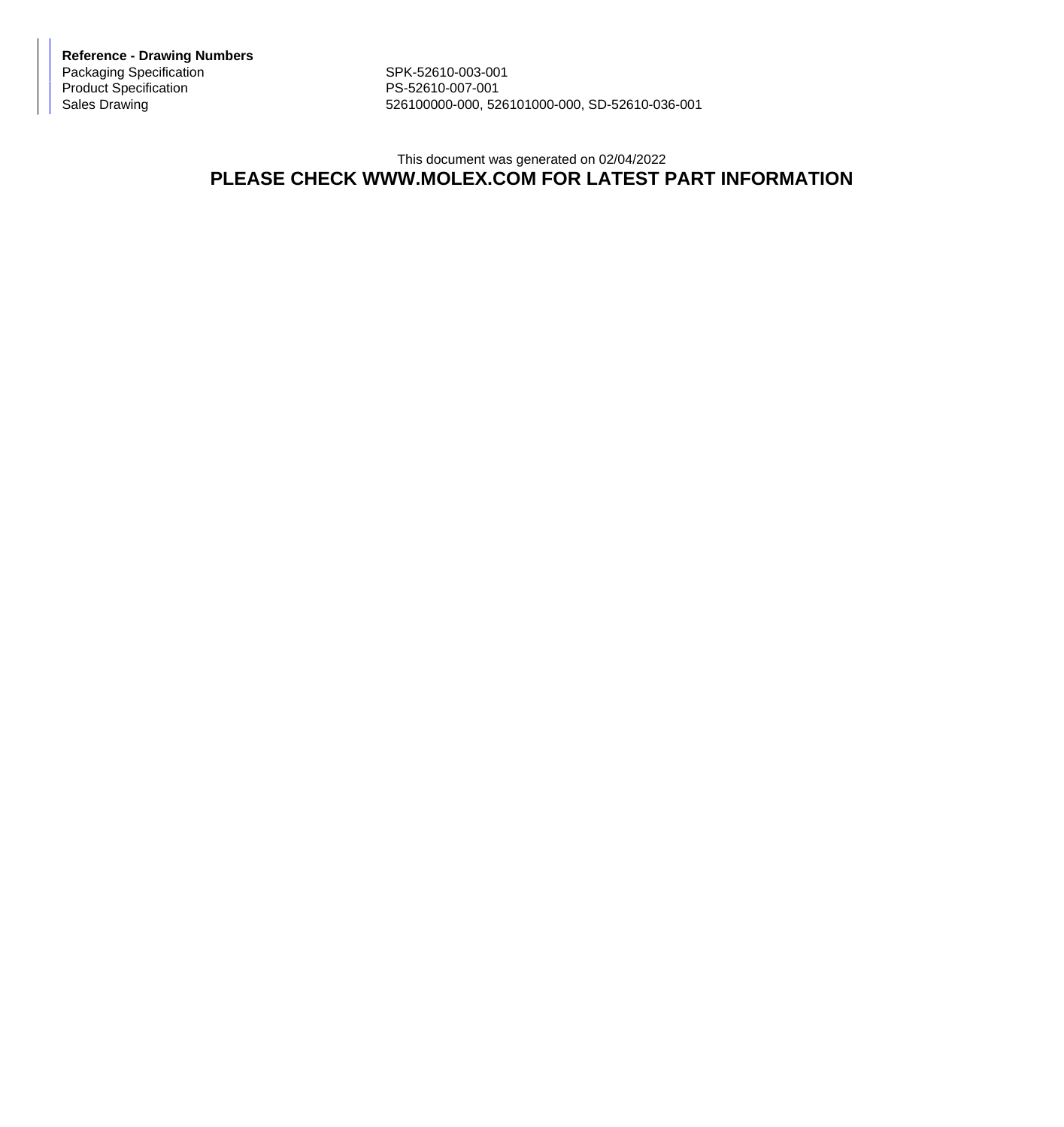**Reference - Drawing Numbers**

| | |
|---|---|
| Packaging Specification | SPK-52610-003-001 |
| Product Specification | PS-52610-007-001 |
| Sales Drawing | 526100000-000, 526101000-000, SD-52610-036-001 |

This document was generated on 02/04/2022

**PLEASE CHECK WWW.MOLEX.COM FOR LATEST PART INFORMATION**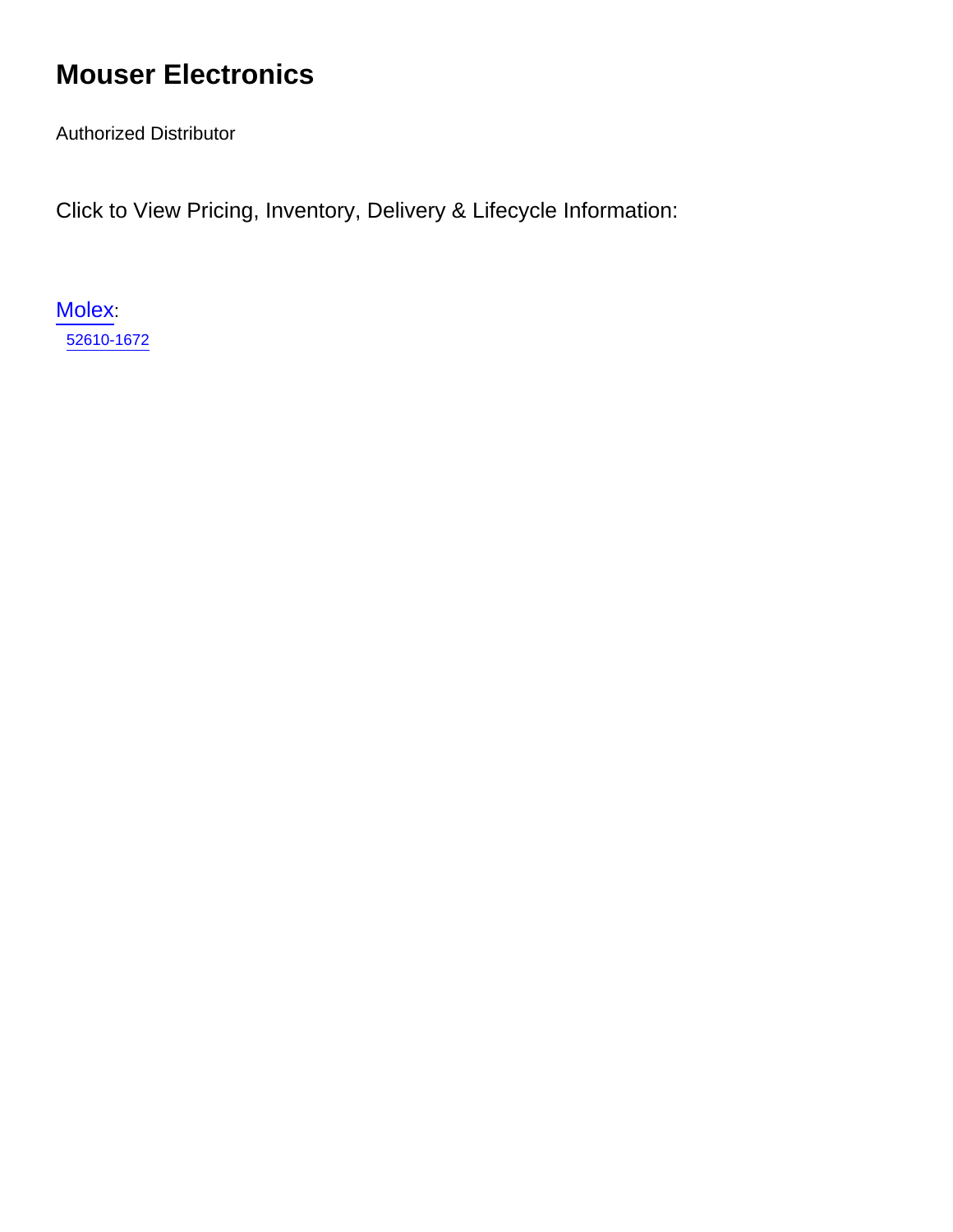# Mouser Electronics

Authorized Distributor

Click to View Pricing, Inventory, Delivery & Lifecycle Information:

Molex:

52610-1672